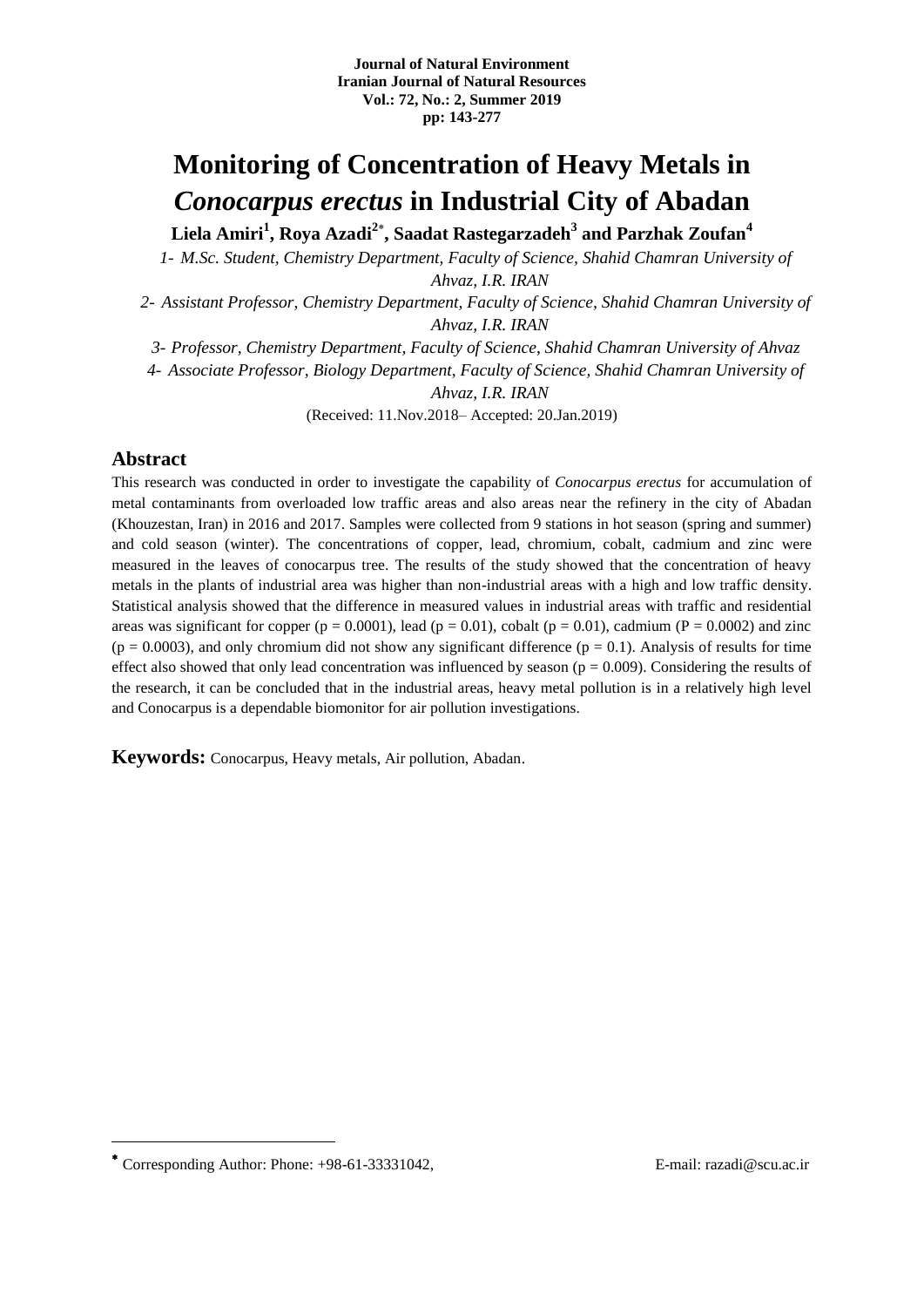# Monitoring of Concentration of Heavy Metals in *Conocarpus erectus* in Industrial City of Abadan

**Liela Amiri[1], Roya Azadi[2*], Saadat Rastegarzadeh[3] and Parzhak Zoufan[4]**

*1- M.Sc. Student, Chemistry Department, Faculty of Science, Shahid Chamran University of Ahvaz, I.R. IRAN*

*2- Assistant Professor, Chemistry Department, Faculty of Science, Shahid Chamran University of Ahvaz, I.R. IRAN*

*3- Professor, Chemistry Department, Faculty of Science, Shahid Chamran University of Ahvaz*

*4- Associate Professor, Biology Department, Faculty of Science, Shahid Chamran University of Ahvaz, I.R. IRAN*

(Received: 11.Nov.2018– Accepted: 20.Jan.2019)

## Abstract

This research was conducted in order to investigate the capability of *Conocarpus erectus* for accumulation of metal contaminants from overloaded low traffic areas and also areas near the refinery in the city of Abadan (Khouzestan, Iran) in 2016 and 2017. Samples were collected from 9 stations in hot season (spring and summer) and cold season (winter). The concentrations of copper, lead, chromium, cobalt, cadmium and zinc were measured in the leaves of conocarpus tree. The results of the study showed that the concentration of heavy metals in the plants of industrial area was higher than non-industrial areas with a high and low traffic density. Statistical analysis showed that the difference in measured values in industrial areas with traffic and residential areas was significant for copper ($p = 0.0001$), lead ($p = 0.01$), cobalt ($p = 0.01$), cadmium ($P = 0.0002$) and zinc ($p = 0.0003$), and only chromium did not show any significant difference ($p = 0.1$). Analysis of results for time effect also showed that only lead concentration was influenced by season ($p = 0.009$). Considering the results of the research, it can be concluded that in the industrial areas, heavy metal pollution is in a relatively high level and Conocarpus is a dependable biomonitor for air pollution investigations.

**Keywords:** Conocarpus, Heavy metals, Air pollution, Abadan.

---

* Corresponding Author: Phone: +98-61-33331042, E-mail: razadi@scu.ac.ir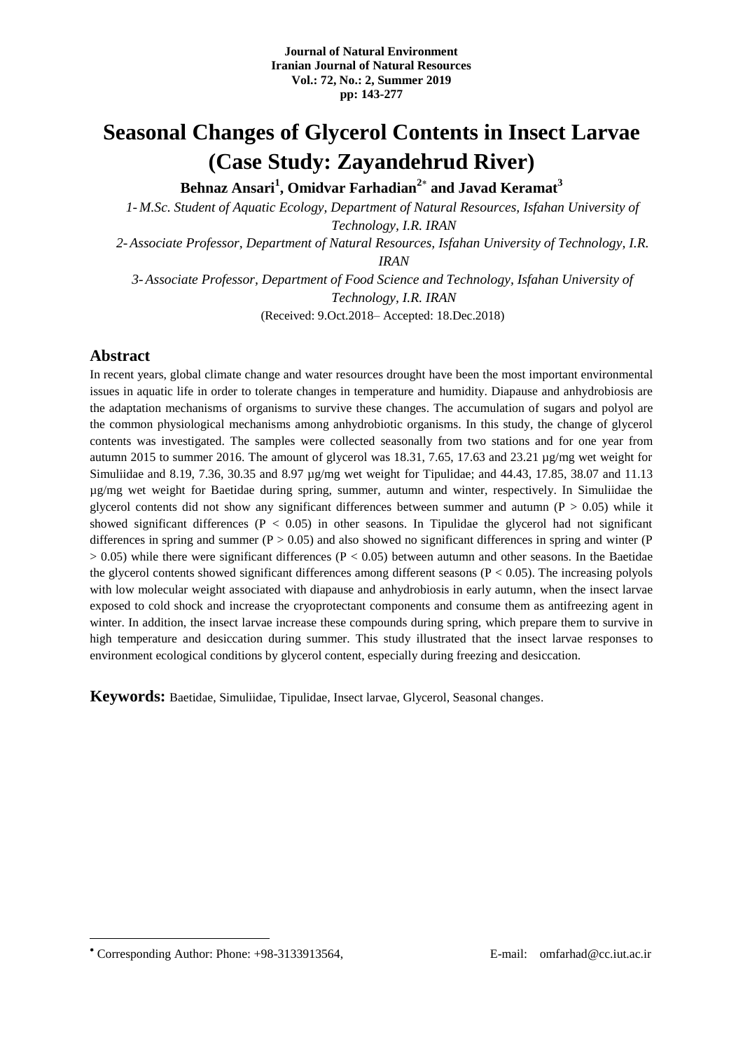# Seasonal Changes of Glycerol Contents in Insect Larvae (Case Study: Zayandehrud River)

**Behnaz Ansari[1], Omidvar Farhadian[2*] and Javad Keramat[3]**

*1- M.Sc. Student of Aquatic Ecology, Department of Natural Resources, Isfahan University of Technology, I.R. IRAN*

*2- Associate Professor, Department of Natural Resources, Isfahan University of Technology, I.R. IRAN*

*3- Associate Professor, Department of Food Science and Technology, Isfahan University of Technology, I.R. IRAN*

(Received: 9.Oct.2018– Accepted: 18.Dec.2018)

## Abstract

In recent years, global climate change and water resources drought have been the most important environmental issues in aquatic life in order to tolerate changes in temperature and humidity. Diapause and anhydrobiosis are the adaptation mechanisms of organisms to survive these changes. The accumulation of sugars and polyol are the common physiological mechanisms among anhydrobiotic organisms. In this study, the change of glycerol contents was investigated. The samples were collected seasonally from two stations and for one year from autumn 2015 to summer 2016. The amount of glycerol was 18.31, 7.65, 17.63 and 23.21 µg/mg wet weight for Simuliidae and 8.19, 7.36, 30.35 and 8.97 µg/mg wet weight for Tipulidae; and 44.43, 17.85, 38.07 and 11.13 µg/mg wet weight for Baetidae during spring, summer, autumn and winter, respectively. In Simuliidae the glycerol contents did not show any significant differences between summer and autumn ($P > 0.05$) while it showed significant differences ($P < 0.05$) in other seasons. In Tipulidae the glycerol had not significant differences in spring and summer ($P > 0.05$) and also showed no significant differences in spring and winter ($P > 0.05$) while there were significant differences ($P < 0.05$) between autumn and other seasons. In the Baetidae the glycerol contents showed significant differences among different seasons ($P < 0.05$). The increasing polyols with low molecular weight associated with diapause and anhydrobiosis in early autumn, when the insect larvae exposed to cold shock and increase the cryoprotectant components and consume them as antifreezing agent in winter. In addition, the insect larvae increase these compounds during spring, which prepare them to survive in high temperature and desiccation during summer. This study illustrated that the insect larvae responses to environment ecological conditions by glycerol content, especially during freezing and desiccation.

**Keywords:** Baetidae, Simuliidae, Tipulidae, Insect larvae, Glycerol, Seasonal changes.

---

* Corresponding Author: Phone: +98-3133913564, E-mail: omfarhad@cc.iut.ac.ir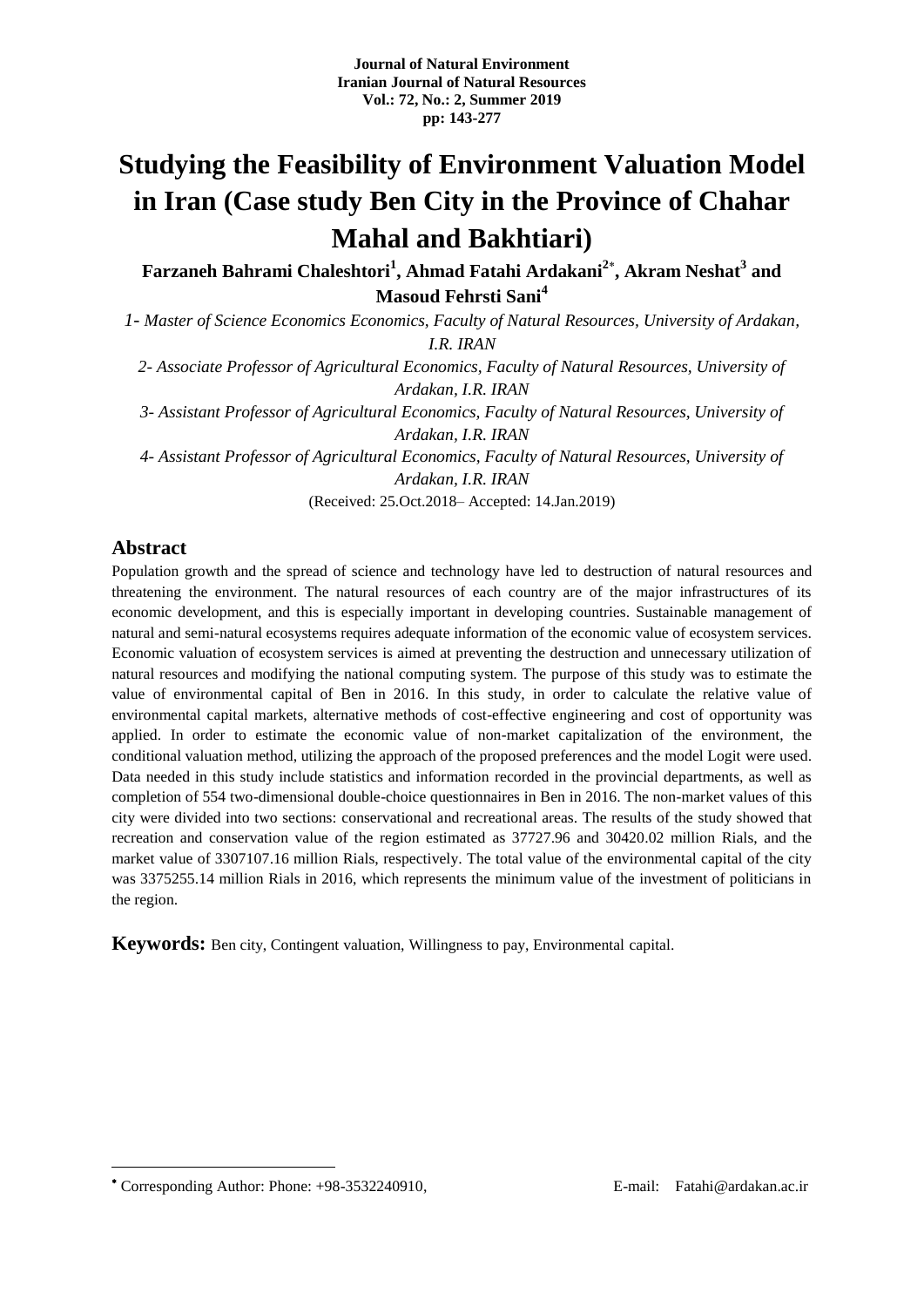# Studying the Feasibility of Environment Valuation Model in Iran (Case study Ben City in the Province of Chahar Mahal and Bakhtiari)

**Farzaneh Bahrami Chaleshtori[1], Ahmad Fatahi Ardakani[2*], Akram Neshat[3] and Masoud Fehrsti Sani[4]**

*1- Master of Science Economics Economics, Faculty of Natural Resources, University of Ardakan, I.R. IRAN*

*2- Associate Professor of Agricultural Economics, Faculty of Natural Resources, University of Ardakan, I.R. IRAN*

*3- Assistant Professor of Agricultural Economics, Faculty of Natural Resources, University of Ardakan, I.R. IRAN*

*4- Assistant Professor of Agricultural Economics, Faculty of Natural Resources, University of Ardakan, I.R. IRAN*

(Received: 25.Oct.2018– Accepted: 14.Jan.2019)

## Abstract

Population growth and the spread of science and technology have led to destruction of natural resources and threatening the environment. The natural resources of each country are of the major infrastructures of its economic development, and this is especially important in developing countries. Sustainable management of natural and semi-natural ecosystems requires adequate information of the economic value of ecosystem services. Economic valuation of ecosystem services is aimed at preventing the destruction and unnecessary utilization of natural resources and modifying the national computing system. The purpose of this study was to estimate the value of environmental capital of Ben in 2016. In this study, in order to calculate the relative value of environmental capital markets, alternative methods of cost-effective engineering and cost of opportunity was applied. In order to estimate the economic value of non-market capitalization of the environment, the conditional valuation method, utilizing the approach of the proposed preferences and the model Logit were used. Data needed in this study include statistics and information recorded in the provincial departments, as well as completion of 554 two-dimensional double-choice questionnaires in Ben in 2016. The non-market values of this city were divided into two sections: conservational and recreational areas. The results of the study showed that recreation and conservation value of the region estimated as 37727.96 and 30420.02 million Rials, and the market value of 3307107.16 million Rials, respectively. The total value of the environmental capital of the city was 3375255.14 million Rials in 2016, which represents the minimum value of the investment of politicians in the region.

**Keywords:** Ben city, Contingent valuation, Willingness to pay, Environmental capital.

---

* Corresponding Author: Phone: +98-3532240910, E-mail: Fatahi@ardakan.ac.ir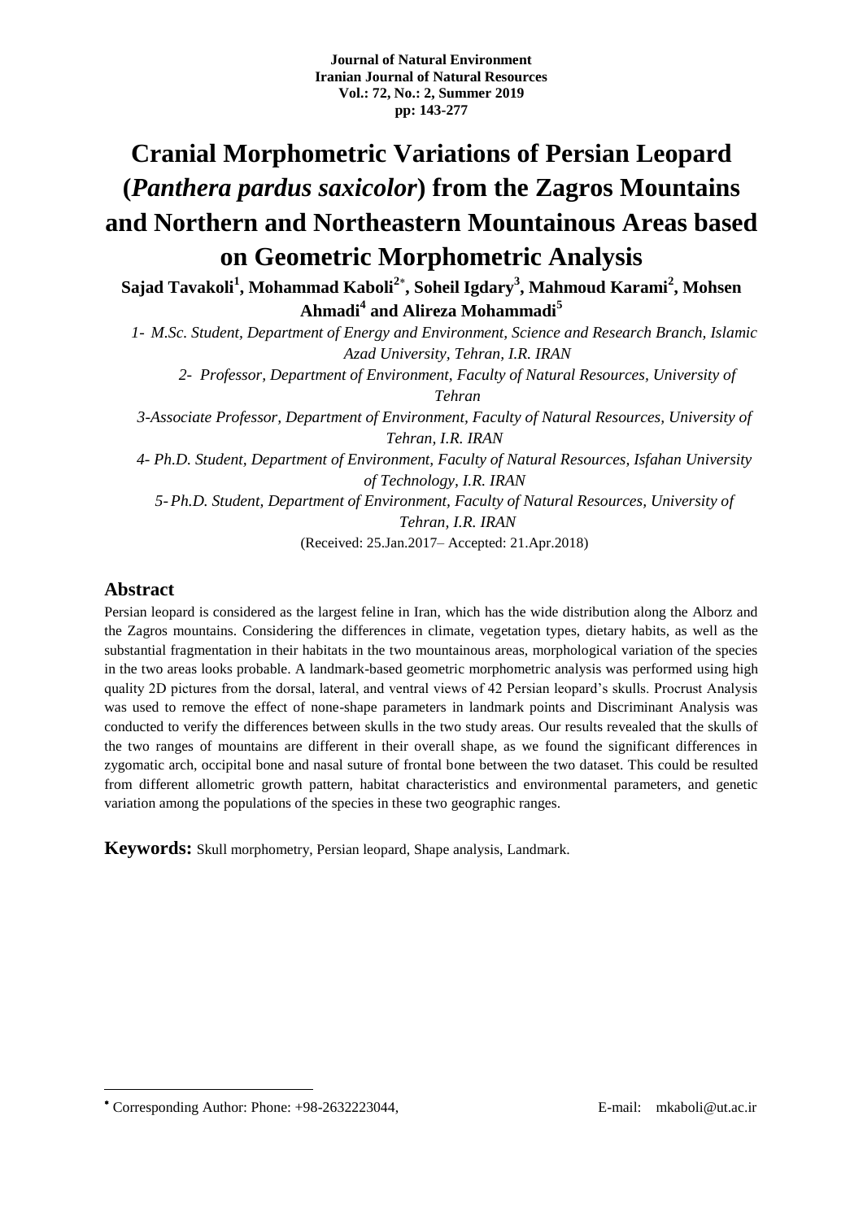# Cranial Morphometric Variations of Persian Leopard (*Panthera pardus saxicolor*) from the Zagros Mountains and Northern and Northeastern Mountainous Areas based on Geometric Morphometric Analysis

**Sajad Tavakoli[1], Mohammad Kaboli[2*], Soheil Igdary[3], Mahmoud Karami[2], Mohsen Ahmadi[4] and Alireza Mohammadi[5]**

*1- M.Sc. Student, Department of Energy and Environment, Science and Research Branch, Islamic Azad University, Tehran, I.R. IRAN*

*2- Professor, Department of Environment, Faculty of Natural Resources, University of Tehran*

*3-Associate Professor, Department of Environment, Faculty of Natural Resources, University of Tehran, I.R. IRAN*

*4- Ph.D. Student, Department of Environment, Faculty of Natural Resources, Isfahan University of Technology, I.R. IRAN*

*5- Ph.D. Student, Department of Environment, Faculty of Natural Resources, University of Tehran, I.R. IRAN*

(Received: 25.Jan.2017– Accepted: 21.Apr.2018)

## Abstract

Persian leopard is considered as the largest feline in Iran, which has the wide distribution along the Alborz and the Zagros mountains. Considering the differences in climate, vegetation types, dietary habits, as well as the substantial fragmentation in their habitats in the two mountainous areas, morphological variation of the species in the two areas looks probable. A landmark-based geometric morphometric analysis was performed using high quality 2D pictures from the dorsal, lateral, and ventral views of 42 Persian leopard's skulls. Procrust Analysis was used to remove the effect of none-shape parameters in landmark points and Discriminant Analysis was conducted to verify the differences between skulls in the two study areas. Our results revealed that the skulls of the two ranges of mountains are different in their overall shape, as we found the significant differences in zygomatic arch, occipital bone and nasal suture of frontal bone between the two dataset. This could be resulted from different allometric growth pattern, habitat characteristics and environmental parameters, and genetic variation among the populations of the species in these two geographic ranges.

**Keywords:** Skull morphometry, Persian leopard, Shape analysis, Landmark.

---

* Corresponding Author: Phone: +98-2632223044, E-mail: mkaboli@ut.ac.ir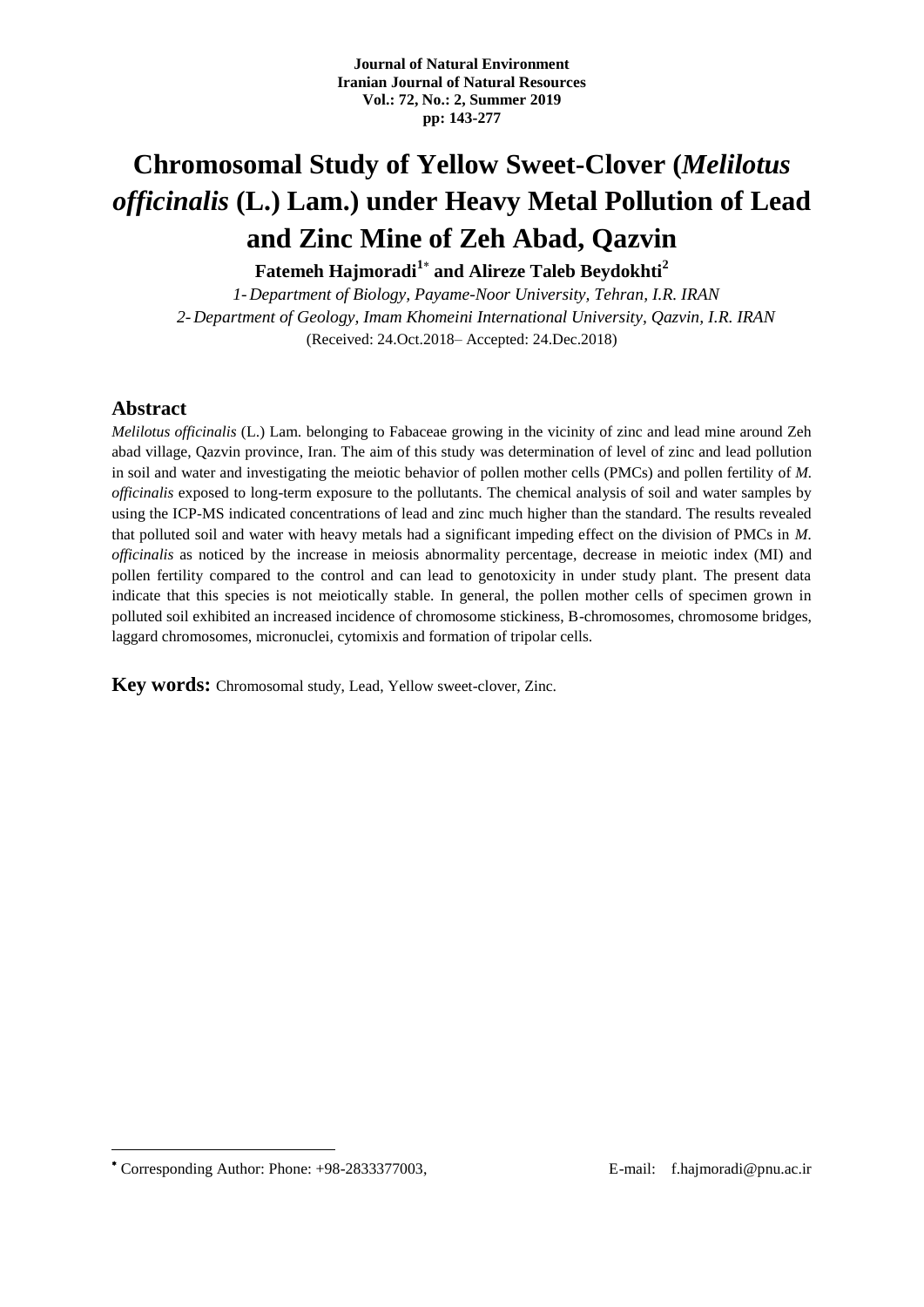# Chromosomal Study of Yellow Sweet-Clover (*Melilotus officinalis* (L.) Lam.) under Heavy Metal Pollution of Lead and Zinc Mine of Zeh Abad, Qazvin

**Fatemeh Hajmoradi[1*] and Alireze Taleb Beydokhti[2]**

*1- Department of Biology, Payame-Noor University, Tehran, I.R. IRAN*

*2- Department of Geology, Imam Khomeini International University, Qazvin, I.R. IRAN*

(Received: 24.Oct.2018– Accepted: 24.Dec.2018)

## Abstract

*Melilotus officinalis* (L.) Lam. belonging to Fabaceae growing in the vicinity of zinc and lead mine around Zeh abad village, Qazvin province, Iran. The aim of this study was determination of level of zinc and lead pollution in soil and water and investigating the meiotic behavior of pollen mother cells (PMCs) and pollen fertility of *M. officinalis* exposed to long-term exposure to the pollutants. The chemical analysis of soil and water samples by using the ICP-MS indicated concentrations of lead and zinc much higher than the standard. The results revealed that polluted soil and water with heavy metals had a significant impeding effect on the division of PMCs in *M. officinalis* as noticed by the increase in meiosis abnormality percentage, decrease in meiotic index (MI) and pollen fertility compared to the control and can lead to genotoxicity in under study plant. The present data indicate that this species is not meiotically stable. In general, the pollen mother cells of specimen grown in polluted soil exhibited an increased incidence of chromosome stickiness, B-chromosomes, chromosome bridges, laggard chromosomes, micronuclei, cytomixis and formation of tripolar cells.

**Key words:** Chromosomal study, Lead, Yellow sweet-clover, Zinc.

---

* Corresponding Author: Phone: +98-2833377003, E-mail: f.hajmoradi@pnu.ac.ir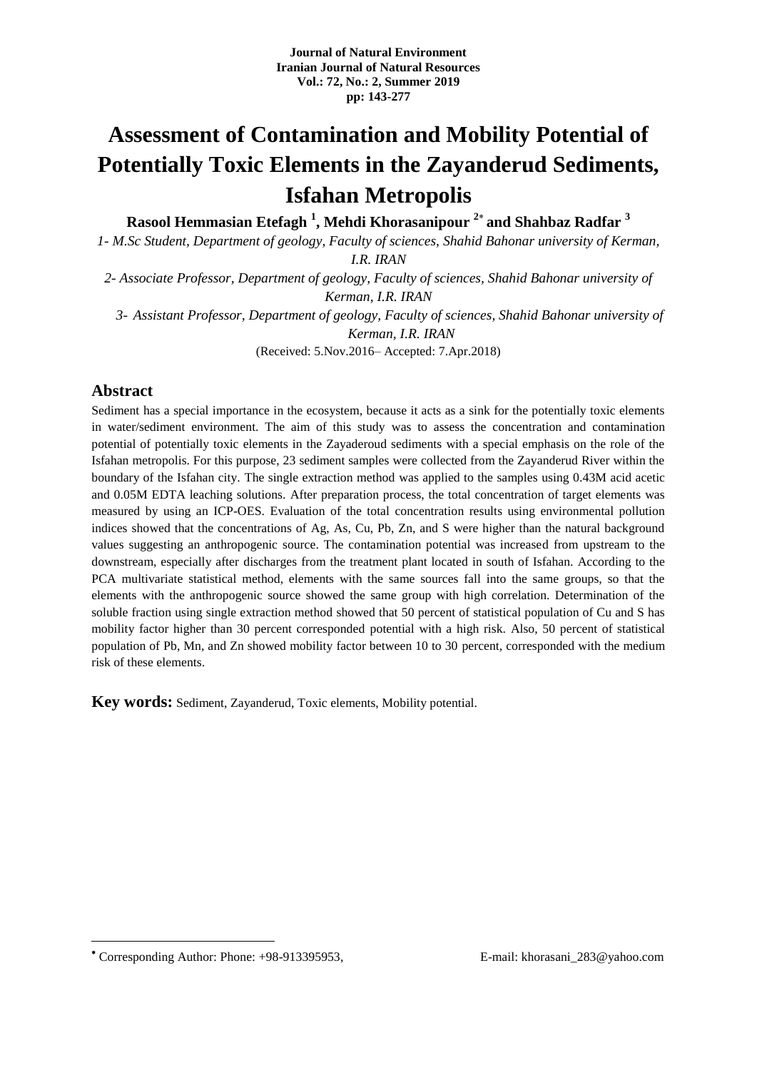**Journal of Natural Environment**
**Iranian Journal of Natural Resources**
**Vol.: 72, No.: 2, Summer 2019**
**pp: 143-277**

# Assessment of Contamination and Mobility Potential of Potentially Toxic Elements in the Zayanderud Sediments, Isfahan Metropolis

**Rasool Hemmasian Etefagh [1], Mehdi Khorasanipour [2*] and Shahbaz Radfar [3]**

*1- M.Sc Student, Department of geology, Faculty of sciences, Shahid Bahonar university of Kerman, I.R. IRAN*

*2- Associate Professor, Department of geology, Faculty of sciences, Shahid Bahonar university of Kerman, I.R. IRAN*

*3- Assistant Professor, Department of geology, Faculty of sciences, Shahid Bahonar university of Kerman, I.R. IRAN*

(Received: 5.Nov.2016– Accepted: 7.Apr.2018)

## Abstract

Sediment has a special importance in the ecosystem, because it acts as a sink for the potentially toxic elements in water/sediment environment. The aim of this study was to assess the concentration and contamination potential of potentially toxic elements in the Zayaderoud sediments with a special emphasis on the role of the Isfahan metropolis. For this purpose, 23 sediment samples were collected from the Zayanderud River within the boundary of the Isfahan city. The single extraction method was applied to the samples using 0.43M acid acetic and 0.05M EDTA leaching solutions. After preparation process, the total concentration of target elements was measured by using an ICP-OES. Evaluation of the total concentration results using environmental pollution indices showed that the concentrations of Ag, As, Cu, Pb, Zn, and S were higher than the natural background values suggesting an anthropogenic source. The contamination potential was increased from upstream to the downstream, especially after discharges from the treatment plant located in south of Isfahan. According to the PCA multivariate statistical method, elements with the same sources fall into the same groups, so that the elements with the anthropogenic source showed the same group with high correlation. Determination of the soluble fraction using single extraction method showed that 50 percent of statistical population of Cu and S has mobility factor higher than 30 percent corresponded potential with a high risk. Also, 50 percent of statistical population of Pb, Mn, and Zn showed mobility factor between 10 to 30 percent, corresponded with the medium risk of these elements.

**Key words:** Sediment, Zayanderud, Toxic elements, Mobility potential.

---

[*] Corresponding Author: Phone: +98-913395953, E-mail: khorasani_283@yahoo.com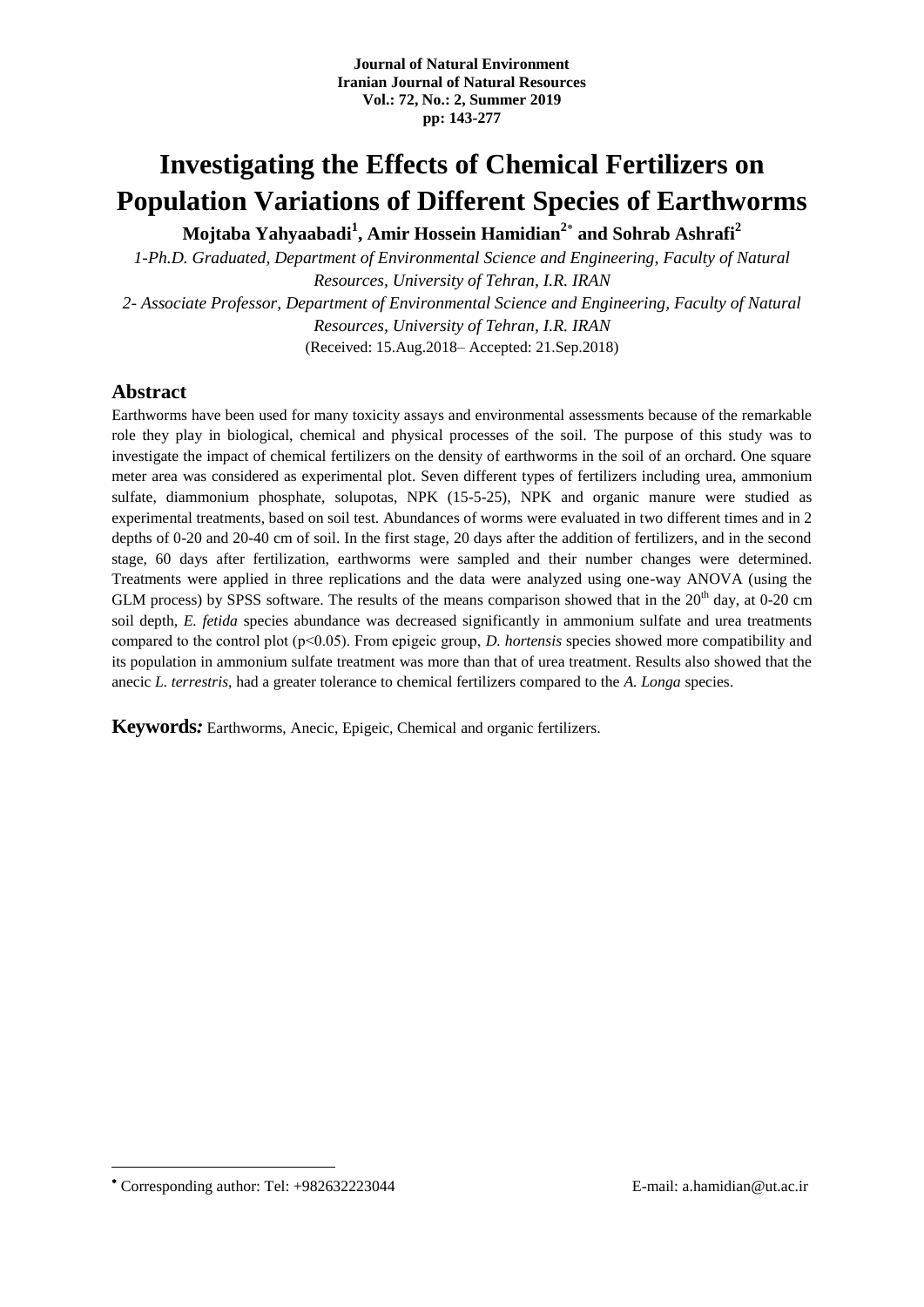**Journal of Natural Environment**
**Iranian Journal of Natural Resources**
**Vol.: 72, No.: 2, Summer 2019**
**pp: 143-277**

# Investigating the Effects of Chemical Fertilizers on Population Variations of Different Species of Earthworms

**Mojtaba Yahyaabadi[1], Amir Hossein Hamidian[2*] and Sohrab Ashrafi[2]**

*1-Ph.D. Graduated, Department of Environmental Science and Engineering, Faculty of Natural Resources, University of Tehran, I.R. IRAN*

*2- Associate Professor, Department of Environmental Science and Engineering, Faculty of Natural Resources, University of Tehran, I.R. IRAN*

(Received: 15.Aug.2018– Accepted: 21.Sep.2018)

## Abstract

Earthworms have been used for many toxicity assays and environmental assessments because of the remarkable role they play in biological, chemical and physical processes of the soil. The purpose of this study was to investigate the impact of chemical fertilizers on the density of earthworms in the soil of an orchard. One square meter area was considered as experimental plot. Seven different types of fertilizers including urea, ammonium sulfate, diammonium phosphate, solupotas, NPK (15-5-25), NPK and organic manure were studied as experimental treatments, based on soil test. Abundances of worms were evaluated in two different times and in 2 depths of 0-20 and 20-40 cm of soil. In the first stage, 20 days after the addition of fertilizers, and in the second stage, 60 days after fertilization, earthworms were sampled and their number changes were determined. Treatments were applied in three replications and the data were analyzed using one-way ANOVA (using the GLM process) by SPSS software. The results of the means comparison showed that in the 20$^{th}$ day, at 0-20 cm soil depth, *E. fetida* species abundance was decreased significantly in ammonium sulfate and urea treatments compared to the control plot ($p<0.05$). From epigeic group, *D. hortensis* species showed more compatibility and its population in ammonium sulfate treatment was more than that of urea treatment. Results also showed that the anecic *L. terrestris*, had a greater tolerance to chemical fertilizers compared to the *A. Longa* species.

**Keywords*:*** Earthworms, Anecic, Epigeic, Chemical and organic fertilizers.

---

* Corresponding author: Tel: +982632223044 E-mail: a.hamidian@ut.ac.ir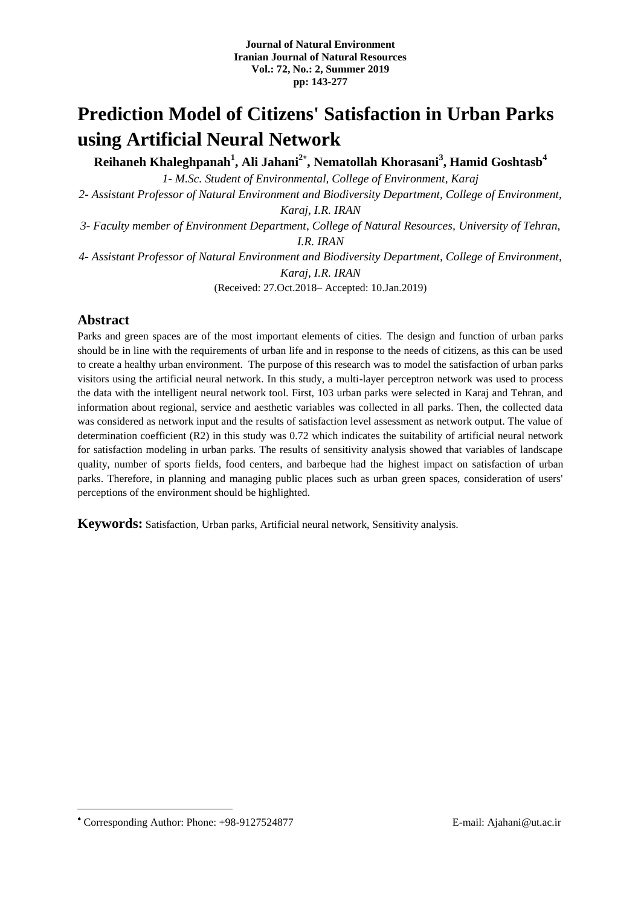# Prediction Model of Citizens' Satisfaction in Urban Parks using Artificial Neural Network

**Reihaneh Khaleghpanah[1], Ali Jahani[2*], Nematollah Khorasani[3], Hamid Goshtasb[4]**

*1- M.Sc. Student of Environmental, College of Environment, Karaj*

*2- Assistant Professor of Natural Environment and Biodiversity Department, College of Environment, Karaj, I.R. IRAN*

*3- Faculty member of Environment Department, College of Natural Resources, University of Tehran, I.R. IRAN*

*4- Assistant Professor of Natural Environment and Biodiversity Department, College of Environment, Karaj, I.R. IRAN*

(Received: 27.Oct.2018– Accepted: 10.Jan.2019)

## Abstract

Parks and green spaces are of the most important elements of cities. The design and function of urban parks should be in line with the requirements of urban life and in response to the needs of citizens, as this can be used to create a healthy urban environment. The purpose of this research was to model the satisfaction of urban parks visitors using the artificial neural network. In this study, a multi-layer perceptron network was used to process the data with the intelligent neural network tool. First, 103 urban parks were selected in Karaj and Tehran, and information about regional, service and aesthetic variables was collected in all parks. Then, the collected data was considered as network input and the results of satisfaction level assessment as network output. The value of determination coefficient (R2) in this study was 0.72 which indicates the suitability of artificial neural network for satisfaction modeling in urban parks. The results of sensitivity analysis showed that variables of landscape quality, number of sports fields, food centers, and barbeque had the highest impact on satisfaction of urban parks. Therefore, in planning and managing public places such as urban green spaces, consideration of users' perceptions of the environment should be highlighted.

**Keywords:** Satisfaction, Urban parks, Artificial neural network, Sensitivity analysis.

---

* Corresponding Author: Phone: +98-9127524877 E-mail: Ajahani@ut.ac.ir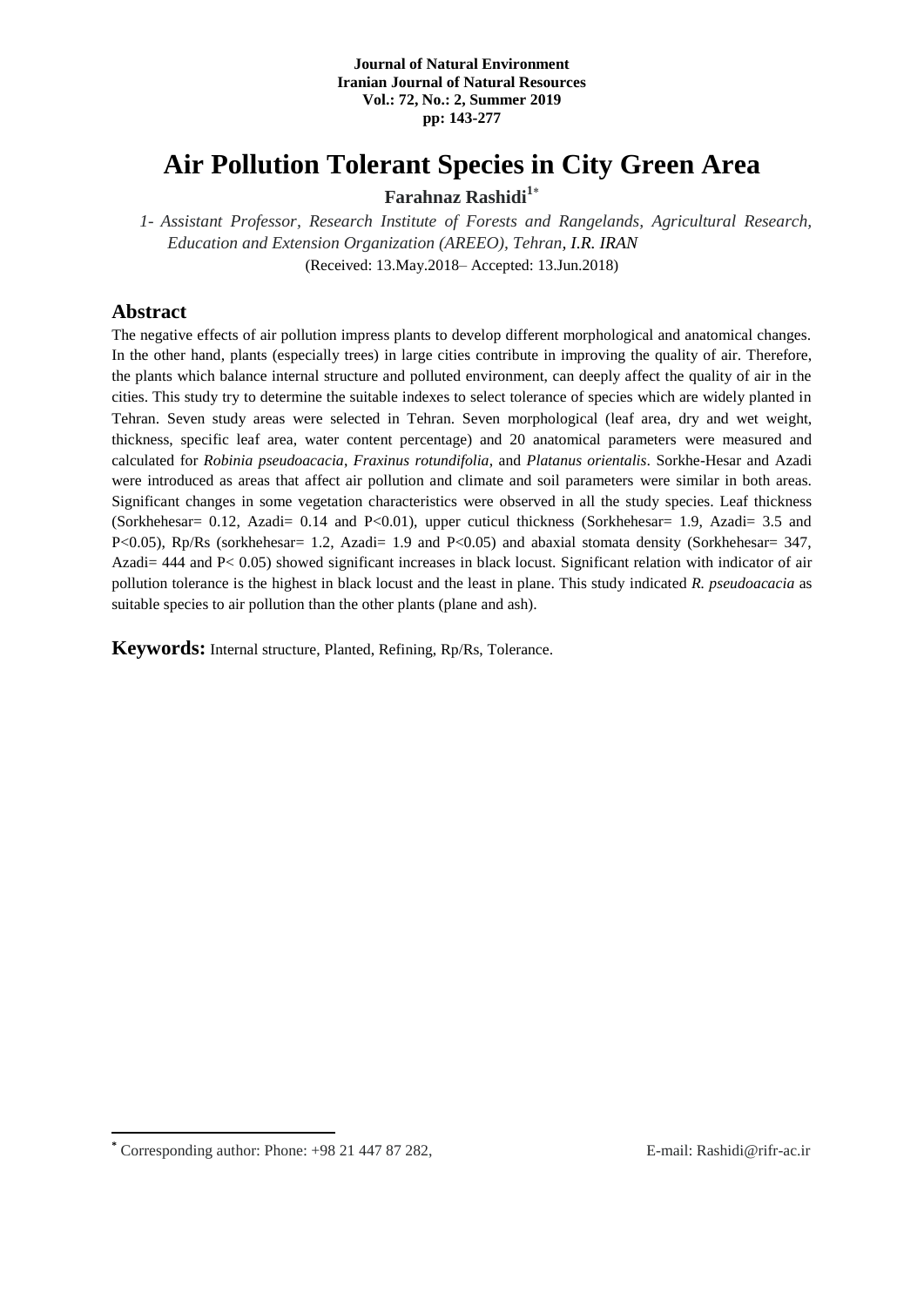# Air Pollution Tolerant Species in City Green Area

**Farahnaz Rashidi[1]***

*1- Assistant Professor, Research Institute of Forests and Rangelands, Agricultural Research, Education and Extension Organization (AREEO), Tehran, I.R. IRAN*

(Received: 13.May.2018– Accepted: 13.Jun.2018)

## Abstract

The negative effects of air pollution impress plants to develop different morphological and anatomical changes. In the other hand, plants (especially trees) in large cities contribute in improving the quality of air. Therefore, the plants which balance internal structure and polluted environment, can deeply affect the quality of air in the cities. This study try to determine the suitable indexes to select tolerance of species which are widely planted in Tehran. Seven study areas were selected in Tehran. Seven morphological (leaf area, dry and wet weight, thickness, specific leaf area, water content percentage) and 20 anatomical parameters were measured and calculated for *Robinia pseudoacacia*, *Fraxinus rotundifolia*, and *Platanus orientalis*. Sorkhe-Hesar and Azadi were introduced as areas that affect air pollution and climate and soil parameters were similar in both areas. Significant changes in some vegetation characteristics were observed in all the study species. Leaf thickness (Sorkhehesar= 0.12, Azadi= 0.14 and $P<0.01$), upper cuticul thickness (Sorkhehesar= 1.9, Azadi= 3.5 and $P<0.05$), Rp/Rs (sorkhehesar= 1.2, Azadi= 1.9 and $P<0.05$) and abaxial stomata density (Sorkhehesar= 347, Azadi= 444 and $P< 0.05$) showed significant increases in black locust. Significant relation with indicator of air pollution tolerance is the highest in black locust and the least in plane. This study indicated *R. pseudoacacia* as suitable species to air pollution than the other plants (plane and ash).

**Keywords:** Internal structure, Planted, Refining, Rp/Rs, Tolerance.

* Corresponding author: Phone: +98 21 447 87 282, E-mail: Rashidi@rifr-ac.ir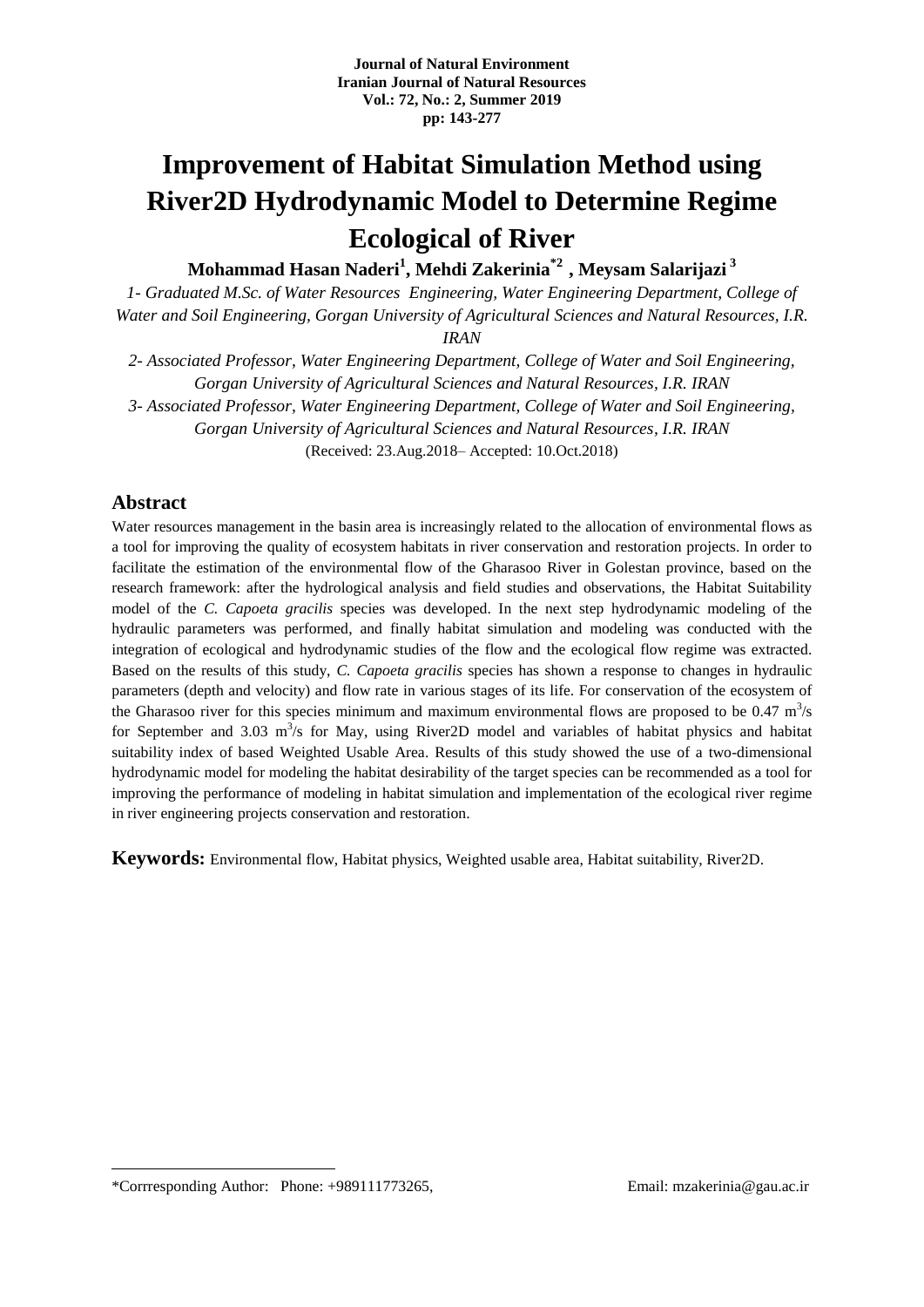**Journal of Natural Environment**
**Iranian Journal of Natural Resources**
**Vol.: 72, No.: 2, Summer 2019**
**pp: 143-277**

# Improvement of Habitat Simulation Method using River2D Hydrodynamic Model to Determine Regime Ecological of River

**Mohammad Hasan Naderi[1], Mehdi Zakerinia[*2] , Meysam Salarijazi [3]**

*1- Graduated M.Sc. of Water Resources Engineering, Water Engineering Department, College of Water and Soil Engineering, Gorgan University of Agricultural Sciences and Natural Resources, I.R. IRAN*

*2- Associated Professor, Water Engineering Department, College of Water and Soil Engineering, Gorgan University of Agricultural Sciences and Natural Resources, I.R. IRAN*

*3- Associated Professor, Water Engineering Department, College of Water and Soil Engineering, Gorgan University of Agricultural Sciences and Natural Resources, I.R. IRAN*

(Received: 23.Aug.2018– Accepted: 10.Oct.2018)

## Abstract

Water resources management in the basin area is increasingly related to the allocation of environmental flows as a tool for improving the quality of ecosystem habitats in river conservation and restoration projects. In order to facilitate the estimation of the environmental flow of the Gharasoo River in Golestan province, based on the research framework: after the hydrological analysis and field studies and observations, the Habitat Suitability model of the *C. Capoeta gracilis* species was developed. In the next step hydrodynamic modeling of the hydraulic parameters was performed, and finally habitat simulation and modeling was conducted with the integration of ecological and hydrodynamic studies of the flow and the ecological flow regime was extracted. Based on the results of this study, *C. Capoeta gracilis* species has shown a response to changes in hydraulic parameters (depth and velocity) and flow rate in various stages of its life. For conservation of the ecosystem of the Gharasoo river for this species minimum and maximum environmental flows are proposed to be 0.47 $m^3/s$ for September and 3.03 $m^3/s$ for May, using River2D model and variables of habitat physics and habitat suitability index of based Weighted Usable Area. Results of this study showed the use of a two-dimensional hydrodynamic model for modeling the habitat desirability of the target species can be recommended as a tool for improving the performance of modeling in habitat simulation and implementation of the ecological river regime in river engineering projects conservation and restoration.

**Keywords:** Environmental flow, Habitat physics, Weighted usable area, Habitat suitability, River2D.

---

*Corrresponding Author: Phone: +989111773265, Email: mzakerinia@gau.ac.ir